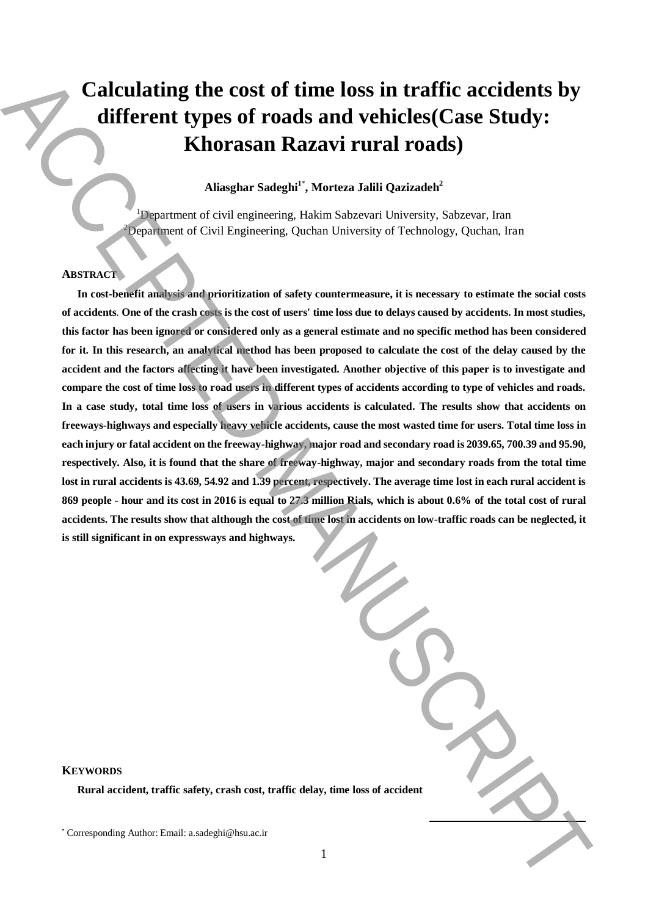# Calculating the cost of time loss in traffic accidents by different types of roads and vehicles(Case Study: Khorasan Razavi rural roads)

**Aliasghar Sadeghi[1*], Morteza Jalili Qazizadeh[2]**

[1]Department of civil engineering, Hakim Sabzevari University, Sabzevar, Iran
[2]Department of Civil Engineering, Quchan University of Technology, Quchan, Iran

## ABSTRACT

**In cost-benefit analysis and prioritization of safety countermeasure, it is necessary to estimate the social costs of accidents. One of the crash costs is the cost of users' time loss due to delays caused by accidents. In most studies, this factor has been ignored or considered only as a general estimate and no specific method has been considered for it. In this research, an analytical method has been proposed to calculate the cost of the delay caused by the accident and the factors affecting it have been investigated. Another objective of this paper is to investigate and compare the cost of time loss to road users in different types of accidents according to type of vehicles and roads. In a case study, total time loss of users in various accidents is calculated. The results show that accidents on freeways-highways and especially heavy vehicle accidents, cause the most wasted time for users. Total time loss in each injury or fatal accident on the freeway-highway, major road and secondary road is 2039.65, 700.39 and 95.90, respectively. Also, it is found that the share of freeway-highway, major and secondary roads from the total time lost in rural accidents is 43.69, 54.92 and 1.39 percent, respectively. The average time lost in each rural accident is 869 people - hour and its cost in 2016 is equal to 27.3 million Rials, which is about 0.6% of the total cost of rural accidents. The results show that although the cost of time lost in accidents on low-traffic roads can be neglected, it is still significant in on expressways and highways.**

## KEYWORDS

**Rural accident, traffic safety, crash cost, traffic delay, time loss of accident**

[*] Corresponding Author: Email: a.sadeghi@hsu.ac.ir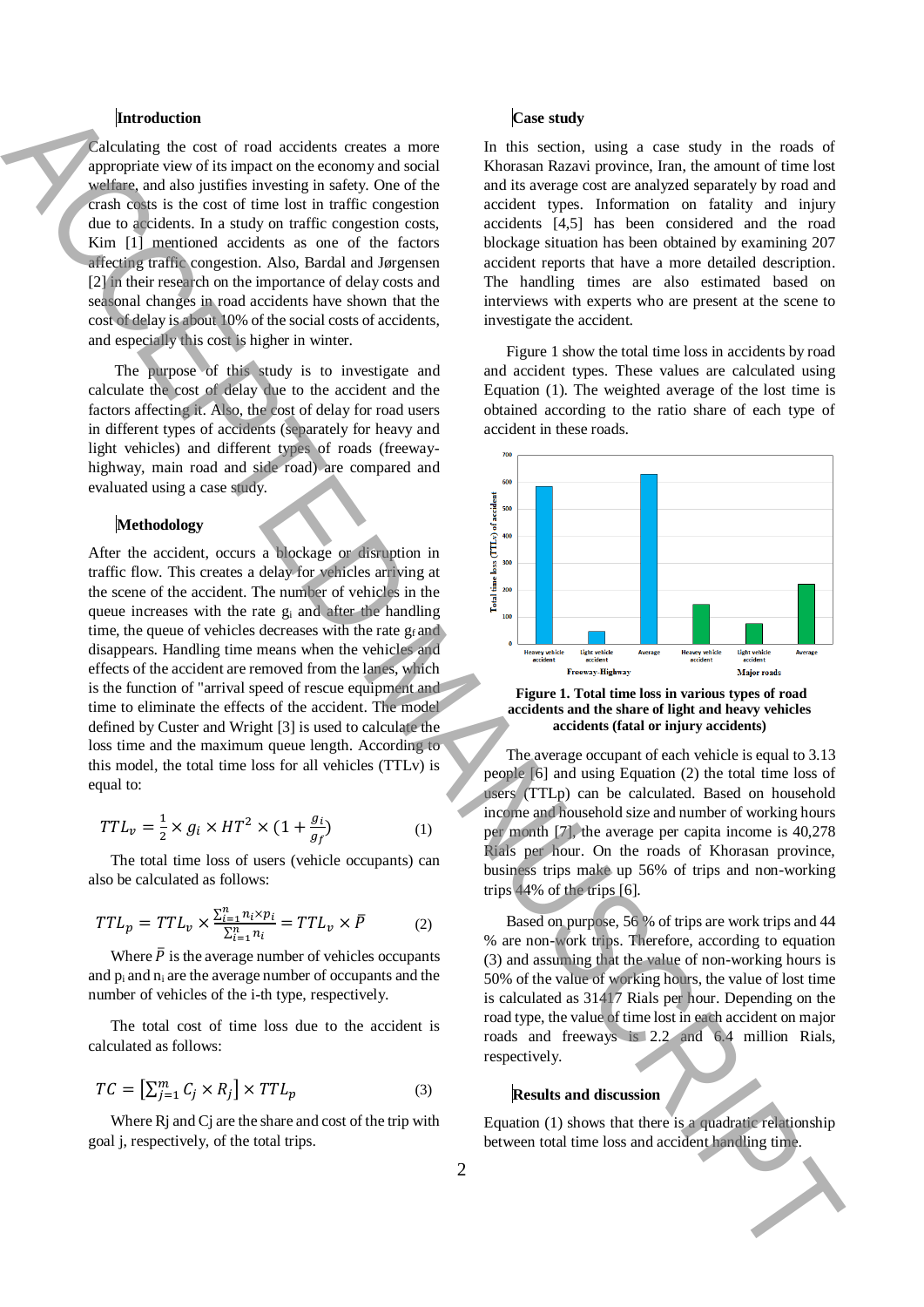## Introduction

Calculating the cost of road accidents creates a more appropriate view of its impact on the economy and social welfare, and also justifies investing in safety. One of the crash costs is the cost of time lost in traffic congestion due to accidents. In a study on traffic congestion costs, Kim [1] mentioned accidents as one of the factors affecting traffic congestion. Also, Bardal and Jørgensen [2] in their research on the importance of delay costs and seasonal changes in road accidents have shown that the cost of delay is about 10% of the social costs of accidents, and especially this cost is higher in winter.

The purpose of this study is to investigate and calculate the cost of delay due to the accident and the factors affecting it. Also, the cost of delay for road users in different types of accidents (separately for heavy and light vehicles) and different types of roads (freeway-highway, main road and side road) are compared and evaluated using a case study.

## Methodology

After the accident, occurs a blockage or disruption in traffic flow. This creates a delay for vehicles arriving at the scene of the accident. The number of vehicles in the queue increases with the rate $g_i$ and after the handling time, the queue of vehicles decreases with the rate $g_f$ and disappears. Handling time means when the vehicles and effects of the accident are removed from the lanes, which is the function of "arrival speed of rescue equipment and time to eliminate the effects of the accident. The model defined by Custer and Wright [3] is used to calculate the loss time and the maximum queue length. According to this model, the total time loss for all vehicles (TTLv) is equal to:

$$TTL_v = \frac{1}{2} \times g_i \times HT^2 \times (1 + \frac{g_i}{g_f}) \qquad (1)$$

The total time loss of users (vehicle occupants) can also be calculated as follows:

$$TTL_p = TTL_v \times \frac{\sum_{i=1}^{n} n_i \times p_i}{\sum_{i=1}^{n} n_i} = TTL_v \times \bar{P} \qquad (2)$$

Where $\bar{P}$ is the average number of vehicles occupants and $p_i$ and $n_i$ are the average number of occupants and the number of vehicles of the i-th type, respectively.

The total cost of time loss due to the accident is calculated as follows:

$$TC = \left[\sum_{j=1}^{m} C_j \times R_j\right] \times TTL_p \qquad (3)$$

Where Rj and Cj are the share and cost of the trip with goal j, respectively, of the total trips.

## Case study

In this section, using a case study in the roads of Khorasan Razavi province, Iran, the amount of time lost and its average cost are analyzed separately by road and accident types. Information on fatality and injury accidents [4,5] has been considered and the road blockage situation has been obtained by examining 207 accident reports that have a more detailed description. The handling times are also estimated based on interviews with experts who are present at the scene to investigate the accident.

Figure 1 show the total time loss in accidents by road and accident types. These values are calculated using Equation (1). The weighted average of the lost time is obtained according to the ratio share of each type of accident in these roads.

Figure 1. Total time loss in various types of road accidents and the share of light and heavy vehicles accidents (fatal or injury accidents)

The average occupant of each vehicle is equal to 3.13 people [6] and using Equation (2) the total time loss of users (TTLp) can be calculated. Based on household income and household size and number of working hours per month [7], the average per capita income is 40,278 Rials per hour. On the roads of Khorasan province, business trips make up 56% of trips and non-working trips 44% of the trips [6].

Based on purpose, 56 % of trips are work trips and 44 % are non-work trips. Therefore, according to equation (3) and assuming that the value of non-working hours is 50% of the value of working hours, the value of lost time is calculated as 31417 Rials per hour. Depending on the road type, the value of time lost in each accident on major roads and freeways is 2.2 and 6.4 million Rials, respectively.

## Results and discussion

Equation (1) shows that there is a quadratic relationship between total time loss and accident handling time.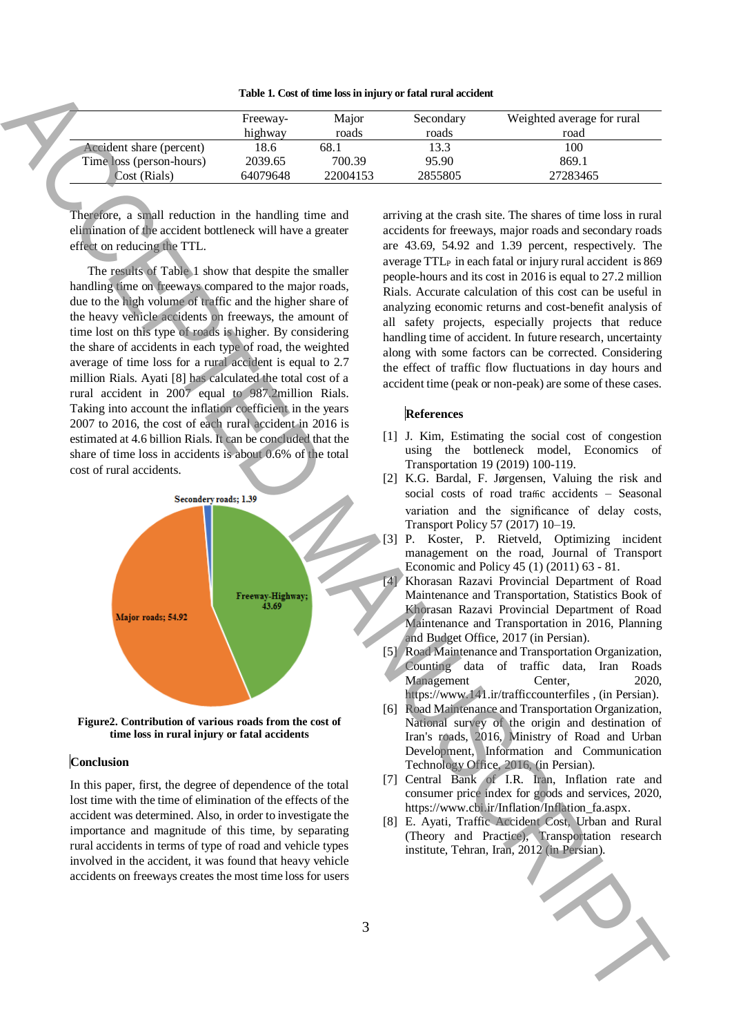**Table 1. Cost of time loss in injury or fatal rural accident**

| | Freeway-highway | Major roads | Secondary roads | Weighted average for rural road |
|---|---|---|---|---|
| Accident share (percent) | 18.6 | 68.1 | 13.3 | 100 |
| Time loss (person-hours) | 2039.65 | 700.39 | 95.90 | 869.1 |
| Cost (Rials) | 64079648 | 22004153 | 2855805 | 27283465 |

Therefore, a small reduction in the handling time and elimination of the accident bottleneck will have a greater effect on reducing the TTL.

The results of Table 1 show that despite the smaller handling time on freeways compared to the major roads, due to the high volume of traffic and the higher share of the heavy vehicle accidents on freeways, the amount of time lost on this type of roads is higher. By considering the share of accidents in each type of road, the weighted average of time loss for a rural accident is equal to 2.7 million Rials. Ayati [8] has calculated the total cost of a rural accident in 2007 equal to 987.2million Rials. Taking into account the inflation coefficient in the years 2007 to 2016, the cost of each rural accident in 2016 is estimated at 4.6 billion Rials. It can be concluded that the share of time loss in accidents is about 0.6% of the total cost of rural accidents.

Secondery roads; 1.39

Freeway-Highway; 43.69

Major roads; 54.92

**Figure2. Contribution of various roads from the cost of time loss in rural injury or fatal accidents**

## Conclusion

In this paper, first, the degree of dependence of the total lost time with the time of elimination of the effects of the accident was determined. Also, in order to investigate the importance and magnitude of this time, by separating rural accidents in terms of type of road and vehicle types involved in the accident, it was found that heavy vehicle accidents on freeways creates the most time loss for users arriving at the crash site. The shares of time loss in rural accidents for freeways, major roads and secondary roads are 43.69, 54.92 and 1.39 percent, respectively. The average $TTL_P$ in each fatal or injury rural accident is 869 people-hours and its cost in 2016 is equal to 27.2 million Rials. Accurate calculation of this cost can be useful in analyzing economic returns and cost-benefit analysis of all safety projects, especially projects that reduce handling time of accident. In future research, uncertainty along with some factors can be corrected. Considering the effect of traffic flow fluctuations in day hours and accident time (peak or non-peak) are some of these cases.

## References

[1] J. Kim, Estimating the social cost of congestion using the bottleneck model, Economics of Transportation 19 (2019) 100-119.

[2] K.G. Bardal, F. Jørgensen, Valuing the risk and social costs of road traffic accidents – Seasonal variation and the significance of delay costs, Transport Policy 57 (2017) 10–19.

[3] P. Koster, P. Rietveld, Optimizing incident management on the road, Journal of Transport Economic and Policy 45 (1) (2011) 63 - 81.

[4] Khorasan Razavi Provincial Department of Road Maintenance and Transportation, Statistics Book of Khorasan Razavi Provincial Department of Road Maintenance and Transportation in 2016, Planning and Budget Office, 2017 (in Persian).

[5] Road Maintenance and Transportation Organization, Counting data of traffic data, Iran Roads Management Center, 2020, https://www.141.ir/trafficcounterfiles , (in Persian).

[6] Road Maintenance and Transportation Organization, National survey of the origin and destination of Iran's roads, 2016, Ministry of Road and Urban Development, Information and Communication Technology Office, 2016, (in Persian).

[7] Central Bank of I.R. Iran, Inflation rate and consumer price index for goods and services, 2020, https://www.cbi.ir/Inflation/Inflation_fa.aspx.

[8] E. Ayati, Traffic Accident Cost, Urban and Rural (Theory and Practice), Transportation research institute, Tehran, Iran, 2012 (in Persian).